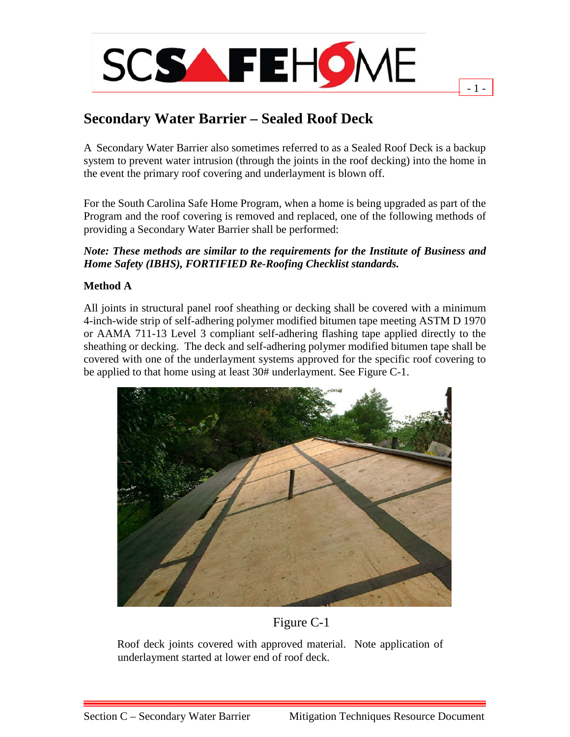# Secondary Water Barrier – Sealed Roof Deck

A Secondary Water Barrier also sometimes referred to as a Sealed Roof Deck is a backup system to prevent water intrusion (through the joints in the roof decking) into the home in the event the primary roof covering and underlayment is blown off.

For the South Carolina Safe Home Program, when a home is being upgraded as part of the Program and the roof covering is removed and replaced, one of the following methods of providing a Secondary Water Barrier shall be performed:

***Note: These methods are similar to the requirements for the Institute of Business and Home Safety (IBHS), FORTIFIED Re-Roofing Checklist standards.***

**Method A**

All joints in structural panel roof sheathing or decking shall be covered with a minimum 4-inch-wide strip of self-adhering polymer modified bitumen tape meeting ASTM D 1970 or AAMA 711-13 Level 3 compliant self-adhering flashing tape applied directly to the sheathing or decking. The deck and self-adhering polymer modified bitumen tape shall be covered with one of the underlayment systems approved for the specific roof covering to be applied to that home using at least 30# underlayment. See Figure C-1.

Figure C-1

Roof deck joints covered with approved material. Note application of underlayment started at lower end of roof deck.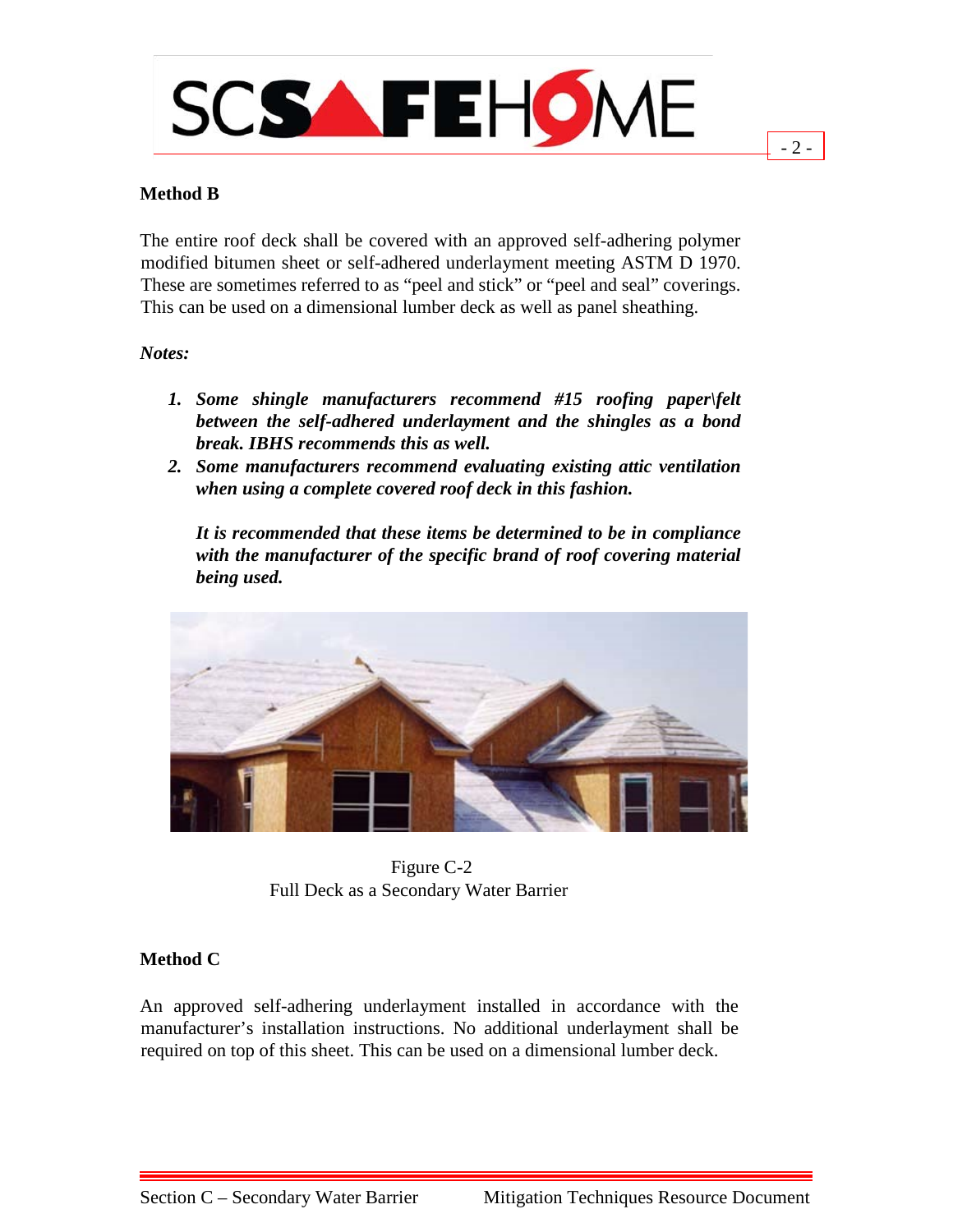### Method B

The entire roof deck shall be covered with an approved self-adhering polymer modified bitumen sheet or self-adhered underlayment meeting ASTM D 1970. These are sometimes referred to as "peel and stick" or "peel and seal" coverings. This can be used on a dimensional lumber deck as well as panel sheathing.

*Notes:*

1. ***Some shingle manufacturers recommend #15 roofing paper\felt between the self-adhered underlayment and the shingles as a bond break. IBHS recommends this as well.***
2. ***Some manufacturers recommend evaluating existing attic ventilation when using a complete covered roof deck in this fashion.***

   ***It is recommended that these items be determined to be in compliance with the manufacturer of the specific brand of roof covering material being used.***

Figure C-2
Full Deck as a Secondary Water Barrier

### Method C

An approved self-adhering underlayment installed in accordance with the manufacturer's installation instructions. No additional underlayment shall be required on top of this sheet. This can be used on a dimensional lumber deck.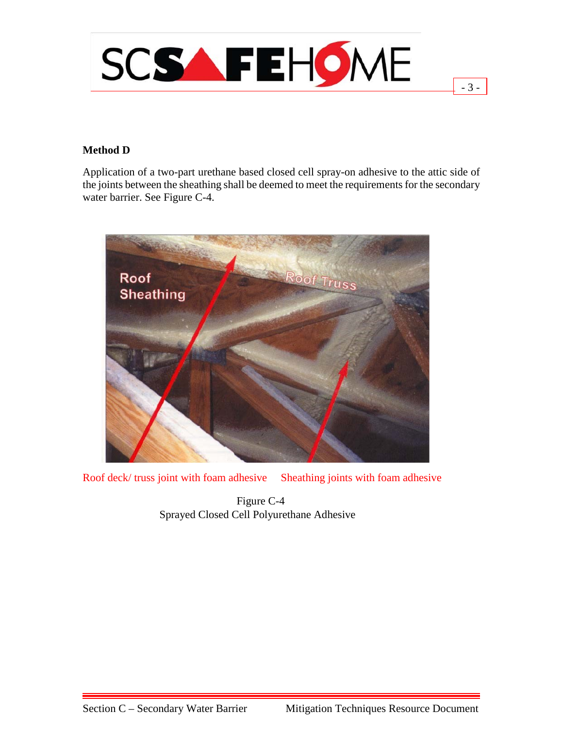**Method D**

Application of a two-part urethane based closed cell spray-on adhesive to the attic side of the joints between the sheathing shall be deemed to meet the requirements for the secondary water barrier. See Figure C-4.

Roof deck/ truss joint with foam adhesive     Sheathing joints with foam adhesive

Figure C-4
Sprayed Closed Cell Polyurethane Adhesive